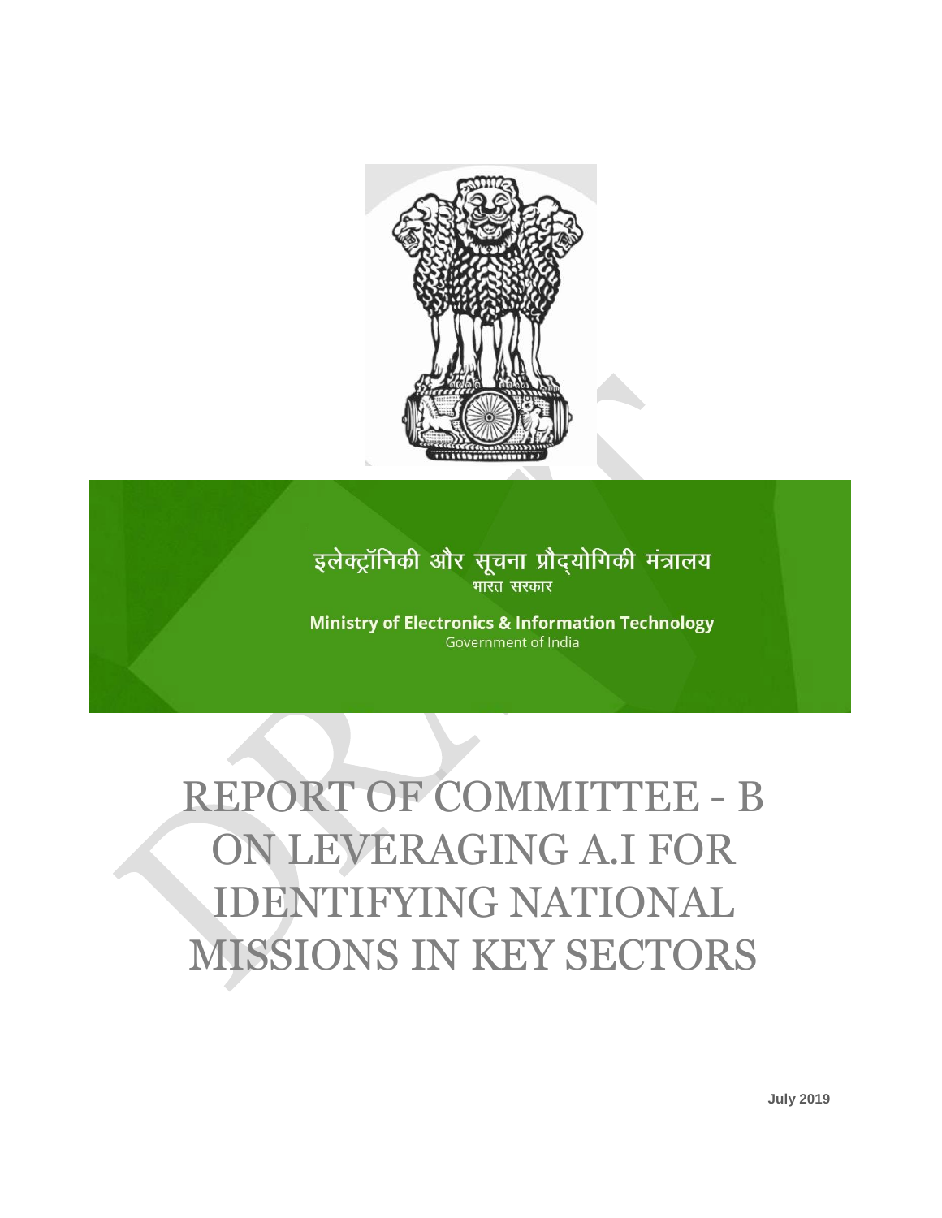इलेक्ट्रॉनिकी और सूचना प्रौद्योगिकी मंत्रालय
भारत सरकार

**Ministry of Electronics & Information Technology**
Government of India

# REPORT OF COMMITTEE - B ON LEVERAGING A.I FOR IDENTIFYING NATIONAL MISSIONS IN KEY SECTORS

**July 2019**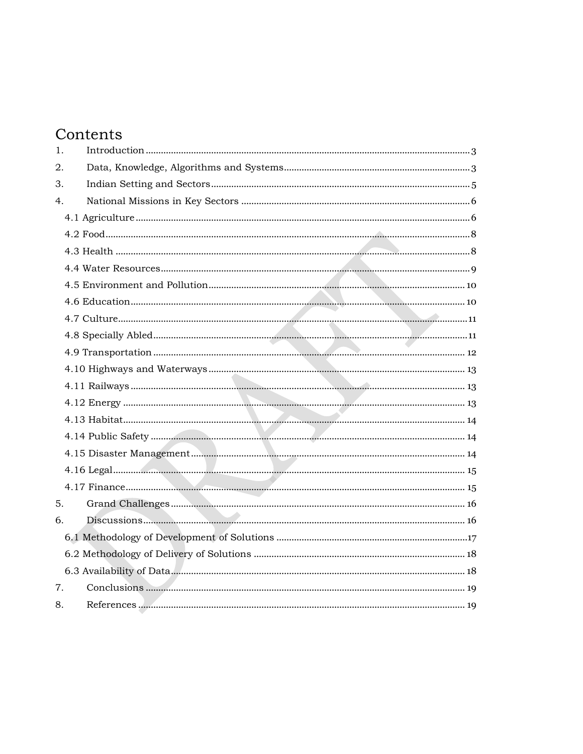# Contents

1. Introduction ........ 3
2. Data, Knowledge, Algorithms and Systems ........ 3
3. Indian Setting and Sectors ........ 5
4. National Missions in Key Sectors ........ 6
   - 4.1 Agriculture ........ 6
   - 4.2 Food ........ 8
   - 4.3 Health ........ 8
   - 4.4 Water Resources ........ 9
   - 4.5 Environment and Pollution ........ 10
   - 4.6 Education ........ 10
   - 4.7 Culture ........ 11
   - 4.8 Specially Abled ........ 11
   - 4.9 Transportation ........ 12
   - 4.10 Highways and Waterways ........ 13
   - 4.11 Railways ........ 13
   - 4.12 Energy ........ 13
   - 4.13 Habitat ........ 14
   - 4.14 Public Safety ........ 14
   - 4.15 Disaster Management ........ 14
   - 4.16 Legal ........ 15
   - 4.17 Finance ........ 15
5. Grand Challenges ........ 16
6. Discussions ........ 16
   - 6.1 Methodology of Development of Solutions ........ 17
   - 6.2 Methodology of Delivery of Solutions ........ 18
   - 6.3 Availability of Data ........ 18
7. Conclusions ........ 19
8. References ........ 19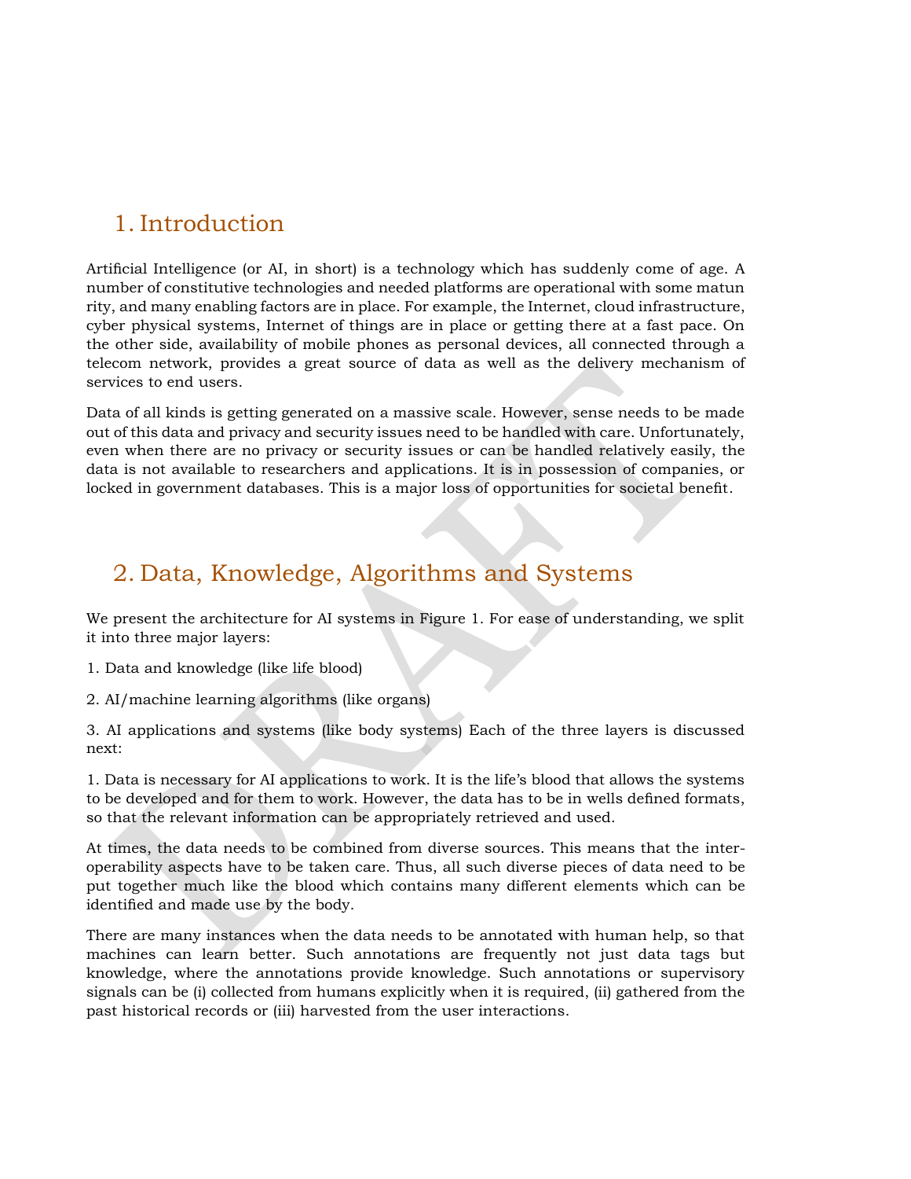# 1. Introduction

Artificial Intelligence (or AI, in short) is a technology which has suddenly come of age. A number of constitutive technologies and needed platforms are operational with some matun rity, and many enabling factors are in place. For example, the Internet, cloud infrastructure, cyber physical systems, Internet of things are in place or getting there at a fast pace. On the other side, availability of mobile phones as personal devices, all connected through a telecom network, provides a great source of data as well as the delivery mechanism of services to end users.

Data of all kinds is getting generated on a massive scale. However, sense needs to be made out of this data and privacy and security issues need to be handled with care. Unfortunately, even when there are no privacy or security issues or can be handled relatively easily, the data is not available to researchers and applications. It is in possession of companies, or locked in government databases. This is a major loss of opportunities for societal benefit.

# 2. Data, Knowledge, Algorithms and Systems

We present the architecture for AI systems in Figure 1. For ease of understanding, we split it into three major layers:

1. Data and knowledge (like life blood)

2. AI/machine learning algorithms (like organs)

3. AI applications and systems (like body systems) Each of the three layers is discussed next:

1. Data is necessary for AI applications to work. It is the life's blood that allows the systems to be developed and for them to work. However, the data has to be in wells defined formats, so that the relevant information can be appropriately retrieved and used.

At times, the data needs to be combined from diverse sources. This means that the inter-operability aspects have to be taken care. Thus, all such diverse pieces of data need to be put together much like the blood which contains many different elements which can be identified and made use by the body.

There are many instances when the data needs to be annotated with human help, so that machines can learn better. Such annotations are frequently not just data tags but knowledge, where the annotations provide knowledge. Such annotations or supervisory signals can be (i) collected from humans explicitly when it is required, (ii) gathered from the past historical records or (iii) harvested from the user interactions.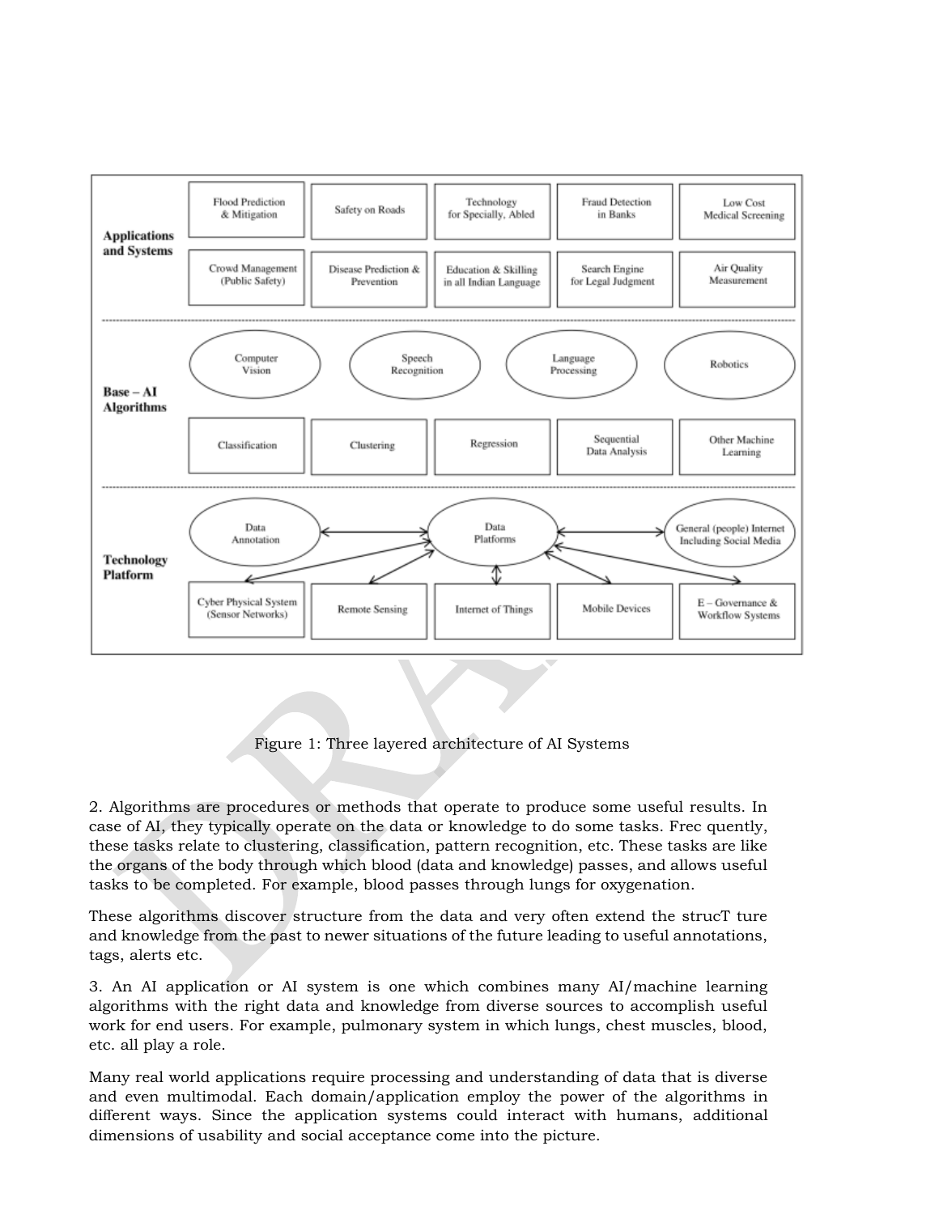| Layer | | | | | |
|---|---|---|---|---|---|
| **Applications and Systems** | Flood Prediction & Mitigation | Safety on Roads | Technology for Specially, Abled | Fraud Detection in Banks | Low Cost Medical Screening |
| | Crowd Management (Public Safety) | Disease Prediction & Prevention | Education & Skilling in all Indian Language | Search Engine for Legal Judgment | Air Quality Measurement |
| **Base – AI Algorithms** | Computer Vision | Speech Recognition | Language Processing | Robotics | |
| | Classification | Clustering | Regression | Sequential Data Analysis | Other Machine Learning |
| **Technology Platform** | Data Annotation | Data Platforms | General (people) Internet Including Social Media | | |
| | Cyber Physical System (Sensor Networks) | Remote Sensing | Internet of Things | Mobile Devices | E – Governance & Workflow Systems |

Figure 1: Three layered architecture of AI Systems

2. Algorithms are procedures or methods that operate to produce some useful results. In case of AI, they typically operate on the data or knowledge to do some tasks. Frec quently, these tasks relate to clustering, classification, pattern recognition, etc. These tasks are like the organs of the body through which blood (data and knowledge) passes, and allows useful tasks to be completed. For example, blood passes through lungs for oxygenation.

These algorithms discover structure from the data and very often extend the strucT ture and knowledge from the past to newer situations of the future leading to useful annotations, tags, alerts etc.

3. An AI application or AI system is one which combines many AI/machine learning algorithms with the right data and knowledge from diverse sources to accomplish useful work for end users. For example, pulmonary system in which lungs, chest muscles, blood, etc. all play a role.

Many real world applications require processing and understanding of data that is diverse and even multimodal. Each domain/application employ the power of the algorithms in different ways. Since the application systems could interact with humans, additional dimensions of usability and social acceptance come into the picture.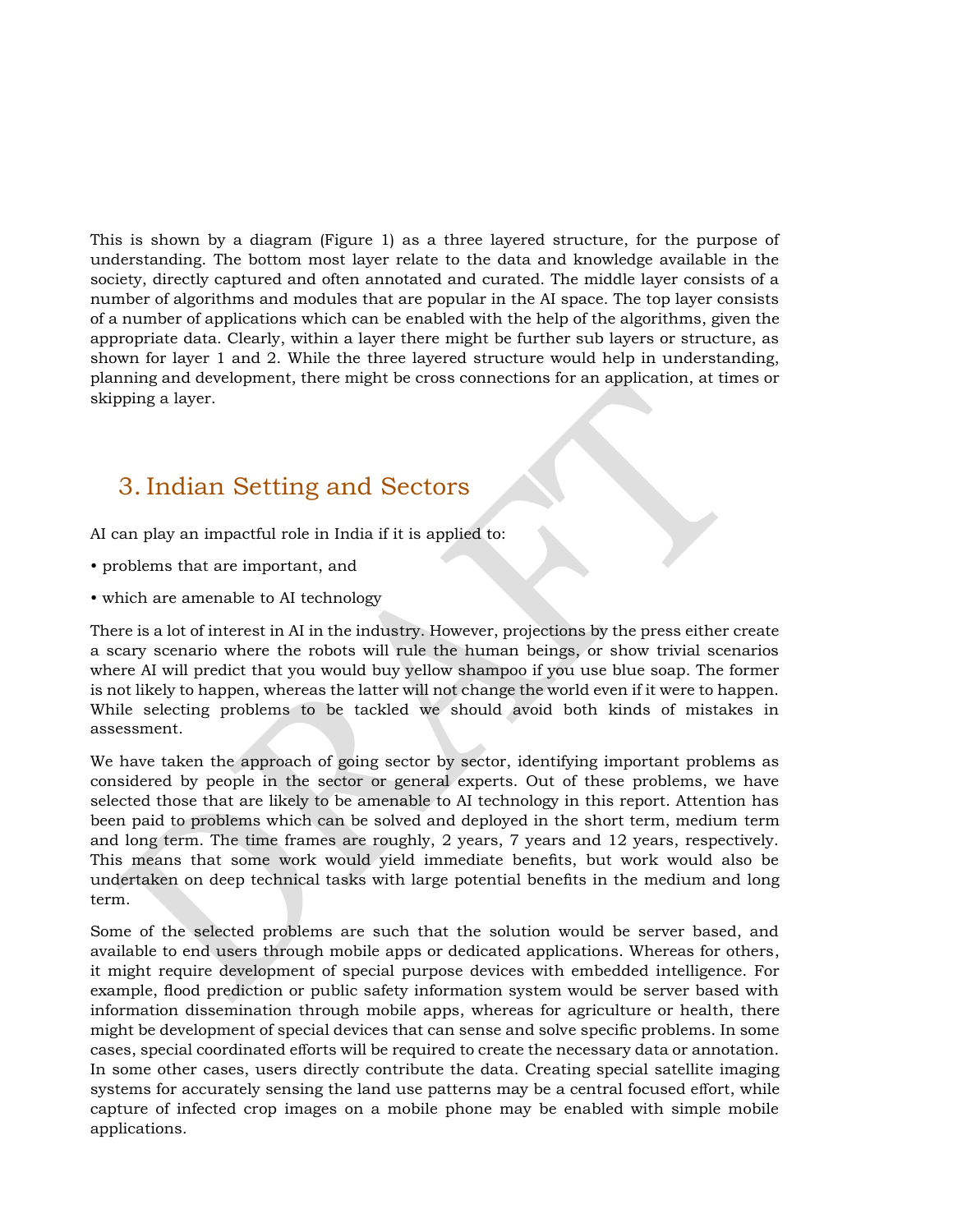This is shown by a diagram (Figure 1) as a three layered structure, for the purpose of understanding. The bottom most layer relate to the data and knowledge available in the society, directly captured and often annotated and curated. The middle layer consists of a number of algorithms and modules that are popular in the AI space. The top layer consists of a number of applications which can be enabled with the help of the algorithms, given the appropriate data. Clearly, within a layer there might be further sub layers or structure, as shown for layer 1 and 2. While the three layered structure would help in understanding, planning and development, there might be cross connections for an application, at times or skipping a layer.

## 3. Indian Setting and Sectors

AI can play an impactful role in India if it is applied to:

- problems that are important, and
- which are amenable to AI technology

There is a lot of interest in AI in the industry. However, projections by the press either create a scary scenario where the robots will rule the human beings, or show trivial scenarios where AI will predict that you would buy yellow shampoo if you use blue soap. The former is not likely to happen, whereas the latter will not change the world even if it were to happen. While selecting problems to be tackled we should avoid both kinds of mistakes in assessment.

We have taken the approach of going sector by sector, identifying important problems as considered by people in the sector or general experts. Out of these problems, we have selected those that are likely to be amenable to AI technology in this report. Attention has been paid to problems which can be solved and deployed in the short term, medium term and long term. The time frames are roughly, 2 years, 7 years and 12 years, respectively. This means that some work would yield immediate benefits, but work would also be undertaken on deep technical tasks with large potential benefits in the medium and long term.

Some of the selected problems are such that the solution would be server based, and available to end users through mobile apps or dedicated applications. Whereas for others, it might require development of special purpose devices with embedded intelligence. For example, flood prediction or public safety information system would be server based with information dissemination through mobile apps, whereas for agriculture or health, there might be development of special devices that can sense and solve specific problems. In some cases, special coordinated efforts will be required to create the necessary data or annotation. In some other cases, users directly contribute the data. Creating special satellite imaging systems for accurately sensing the land use patterns may be a central focused effort, while capture of infected crop images on a mobile phone may be enabled with simple mobile applications.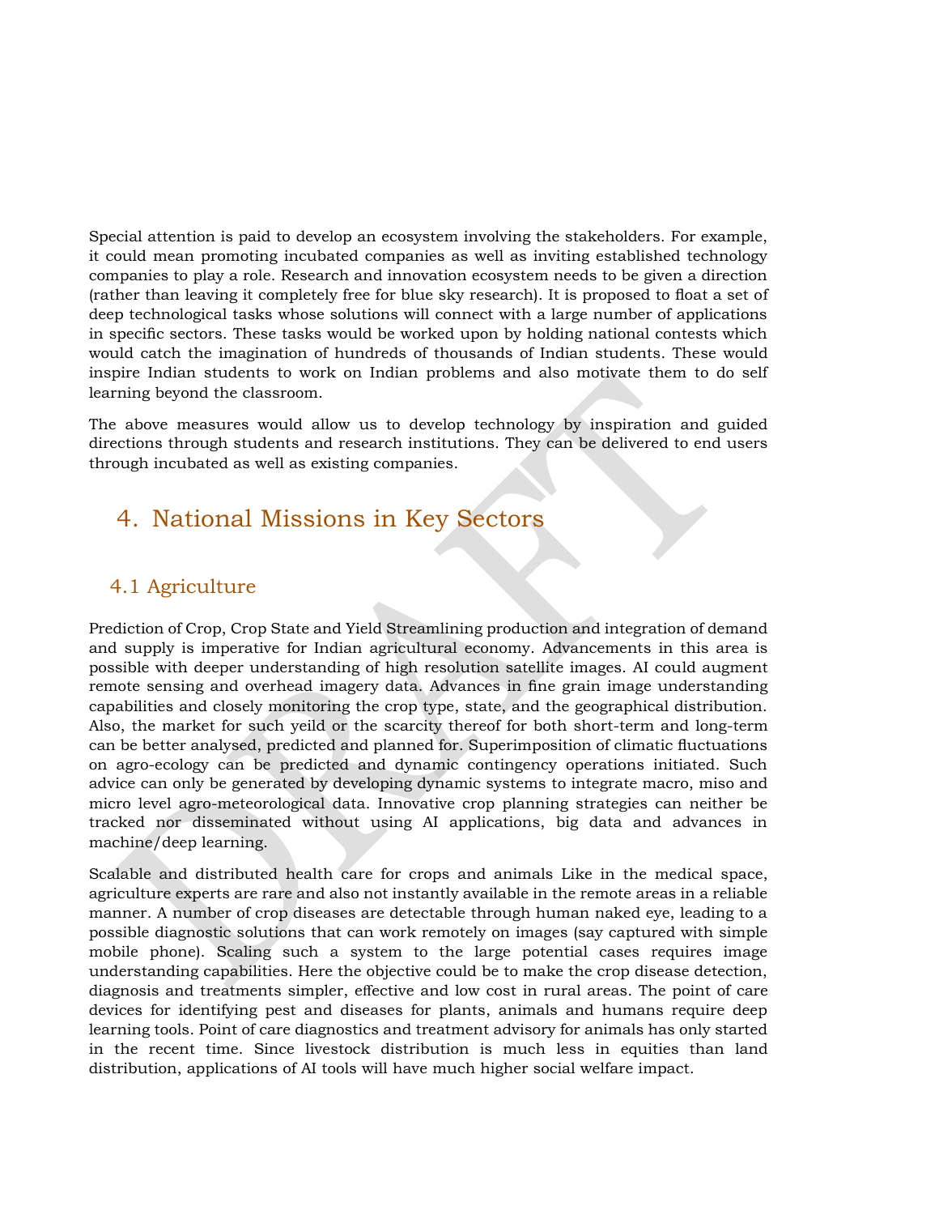Special attention is paid to develop an ecosystem involving the stakeholders. For example, it could mean promoting incubated companies as well as inviting established technology companies to play a role. Research and innovation ecosystem needs to be given a direction (rather than leaving it completely free for blue sky research). It is proposed to float a set of deep technological tasks whose solutions will connect with a large number of applications in specific sectors. These tasks would be worked upon by holding national contests which would catch the imagination of hundreds of thousands of Indian students. These would inspire Indian students to work on Indian problems and also motivate them to do self learning beyond the classroom.

The above measures would allow us to develop technology by inspiration and guided directions through students and research institutions. They can be delivered to end users through incubated as well as existing companies.

# 4. National Missions in Key Sectors

## 4.1 Agriculture

Prediction of Crop, Crop State and Yield Streamlining production and integration of demand and supply is imperative for Indian agricultural economy. Advancements in this area is possible with deeper understanding of high resolution satellite images. AI could augment remote sensing and overhead imagery data. Advances in fine grain image understanding capabilities and closely monitoring the crop type, state, and the geographical distribution. Also, the market for such yeild or the scarcity thereof for both short-term and long-term can be better analysed, predicted and planned for. Superimposition of climatic fluctuations on agro-ecology can be predicted and dynamic contingency operations initiated. Such advice can only be generated by developing dynamic systems to integrate macro, miso and micro level agro-meteorological data. Innovative crop planning strategies can neither be tracked nor disseminated without using AI applications, big data and advances in machine/deep learning.

Scalable and distributed health care for crops and animals Like in the medical space, agriculture experts are rare and also not instantly available in the remote areas in a reliable manner. A number of crop diseases are detectable through human naked eye, leading to a possible diagnostic solutions that can work remotely on images (say captured with simple mobile phone). Scaling such a system to the large potential cases requires image understanding capabilities. Here the objective could be to make the crop disease detection, diagnosis and treatments simpler, effective and low cost in rural areas. The point of care devices for identifying pest and diseases for plants, animals and humans require deep learning tools. Point of care diagnostics and treatment advisory for animals has only started in the recent time. Since livestock distribution is much less in equities than land distribution, applications of AI tools will have much higher social welfare impact.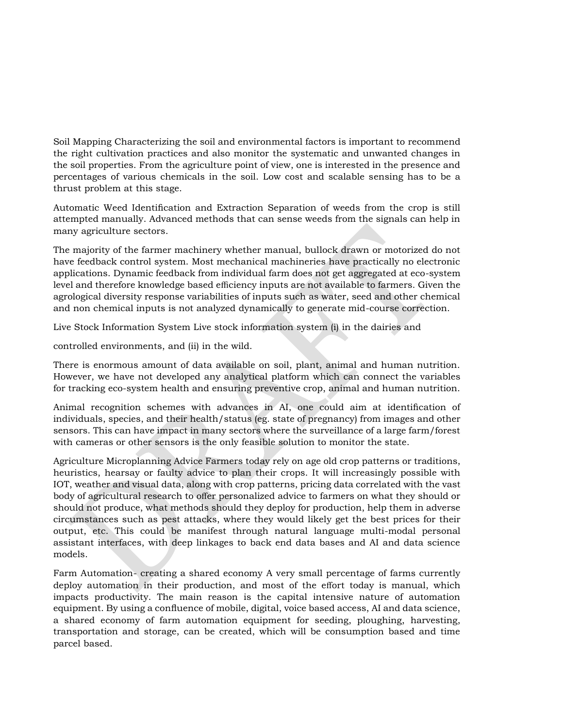Soil Mapping Characterizing the soil and environmental factors is important to recommend the right cultivation practices and also monitor the systematic and unwanted changes in the soil properties. From the agriculture point of view, one is interested in the presence and percentages of various chemicals in the soil. Low cost and scalable sensing has to be a thrust problem at this stage.

Automatic Weed Identification and Extraction Separation of weeds from the crop is still attempted manually. Advanced methods that can sense weeds from the signals can help in many agriculture sectors.

The majority of the farmer machinery whether manual, bullock drawn or motorized do not have feedback control system. Most mechanical machineries have practically no electronic applications. Dynamic feedback from individual farm does not get aggregated at eco-system level and therefore knowledge based efficiency inputs are not available to farmers. Given the agrological diversity response variabilities of inputs such as water, seed and other chemical and non chemical inputs is not analyzed dynamically to generate mid-course correction.

Live Stock Information System Live stock information system (i) in the dairies and

controlled environments, and (ii) in the wild.

There is enormous amount of data available on soil, plant, animal and human nutrition. However, we have not developed any analytical platform which can connect the variables for tracking eco-system health and ensuring preventive crop, animal and human nutrition.

Animal recognition schemes with advances in AI, one could aim at identification of individuals, species, and their health/status (eg. state of pregnancy) from images and other sensors. This can have impact in many sectors where the surveillance of a large farm/forest with cameras or other sensors is the only feasible solution to monitor the state.

Agriculture Microplanning Advice Farmers today rely on age old crop patterns or traditions, heuristics, hearsay or faulty advice to plan their crops. It will increasingly possible with IOT, weather and visual data, along with crop patterns, pricing data correlated with the vast body of agricultural research to offer personalized advice to farmers on what they should or should not produce, what methods should they deploy for production, help them in adverse circumstances such as pest attacks, where they would likely get the best prices for their output, etc. This could be manifest through natural language multi-modal personal assistant interfaces, with deep linkages to back end data bases and AI and data science models.

Farm Automation- creating a shared economy A very small percentage of farms currently deploy automation in their production, and most of the effort today is manual, which impacts productivity. The main reason is the capital intensive nature of automation equipment. By using a confluence of mobile, digital, voice based access, AI and data science, a shared economy of farm automation equipment for seeding, ploughing, harvesting, transportation and storage, can be created, which will be consumption based and time parcel based.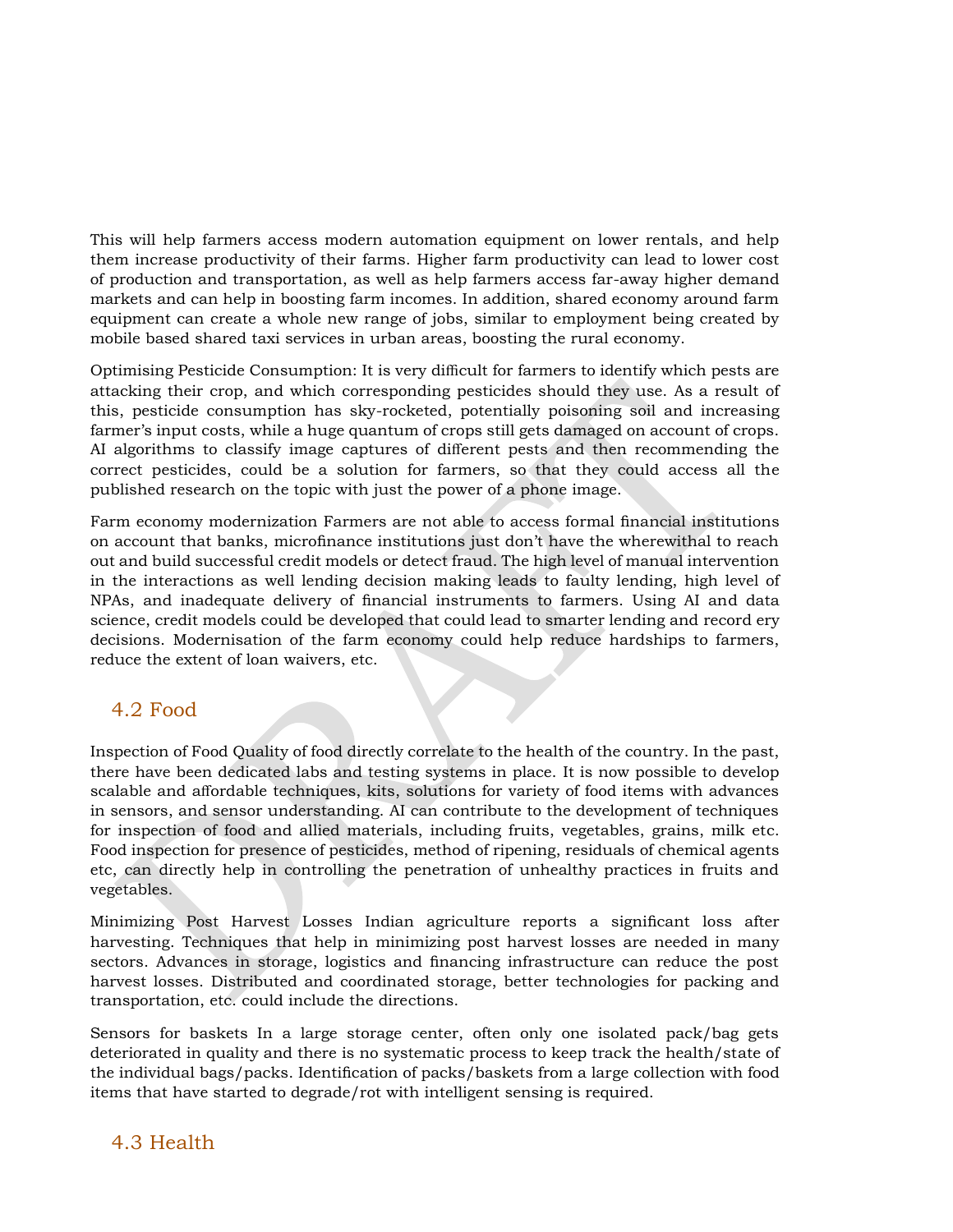This will help farmers access modern automation equipment on lower rentals, and help them increase productivity of their farms. Higher farm productivity can lead to lower cost of production and transportation, as well as help farmers access far-away higher demand markets and can help in boosting farm incomes. In addition, shared economy around farm equipment can create a whole new range of jobs, similar to employment being created by mobile based shared taxi services in urban areas, boosting the rural economy.

Optimising Pesticide Consumption: It is very difficult for farmers to identify which pests are attacking their crop, and which corresponding pesticides should they use. As a result of this, pesticide consumption has sky-rocketed, potentially poisoning soil and increasing farmer's input costs, while a huge quantum of crops still gets damaged on account of crops. AI algorithms to classify image captures of different pests and then recommending the correct pesticides, could be a solution for farmers, so that they could access all the published research on the topic with just the power of a phone image.

Farm economy modernization Farmers are not able to access formal financial institutions on account that banks, microfinance institutions just don't have the wherewithal to reach out and build successful credit models or detect fraud. The high level of manual intervention in the interactions as well lending decision making leads to faulty lending, high level of NPAs, and inadequate delivery of financial instruments to farmers. Using AI and data science, credit models could be developed that could lead to smarter lending and record ery decisions. Modernisation of the farm economy could help reduce hardships to farmers, reduce the extent of loan waivers, etc.

## 4.2 Food

Inspection of Food Quality of food directly correlate to the health of the country. In the past, there have been dedicated labs and testing systems in place. It is now possible to develop scalable and affordable techniques, kits, solutions for variety of food items with advances in sensors, and sensor understanding. AI can contribute to the development of techniques for inspection of food and allied materials, including fruits, vegetables, grains, milk etc. Food inspection for presence of pesticides, method of ripening, residuals of chemical agents etc, can directly help in controlling the penetration of unhealthy practices in fruits and vegetables.

Minimizing Post Harvest Losses Indian agriculture reports a significant loss after harvesting. Techniques that help in minimizing post harvest losses are needed in many sectors. Advances in storage, logistics and financing infrastructure can reduce the post harvest losses. Distributed and coordinated storage, better technologies for packing and transportation, etc. could include the directions.

Sensors for baskets In a large storage center, often only one isolated pack/bag gets deteriorated in quality and there is no systematic process to keep track the health/state of the individual bags/packs. Identification of packs/baskets from a large collection with food items that have started to degrade/rot with intelligent sensing is required.

## 4.3 Health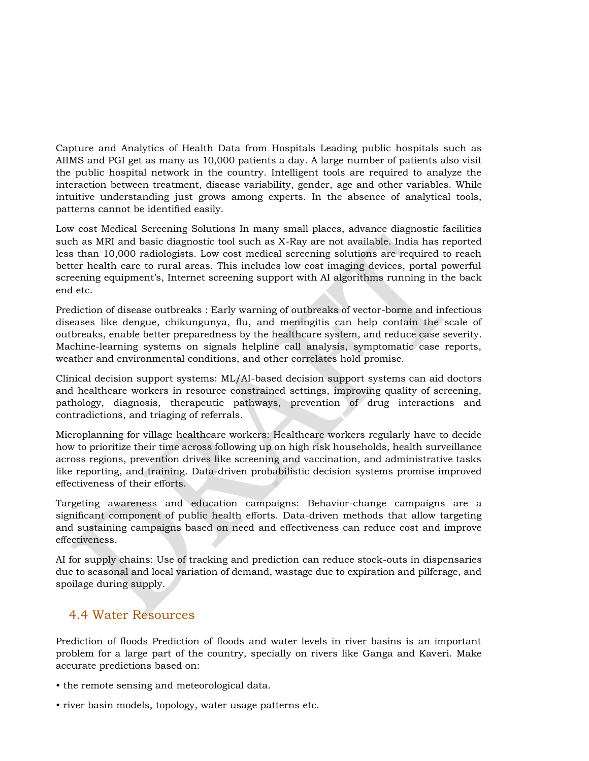Capture and Analytics of Health Data from Hospitals Leading public hospitals such as AIIMS and PGI get as many as 10,000 patients a day. A large number of patients also visit the public hospital network in the country. Intelligent tools are required to analyze the interaction between treatment, disease variability, gender, age and other variables. While intuitive understanding just grows among experts. In the absence of analytical tools, patterns cannot be identified easily.

Low cost Medical Screening Solutions In many small places, advance diagnostic facilities such as MRI and basic diagnostic tool such as X-Ray are not available. India has reported less than 10,000 radiologists. Low cost medical screening solutions are required to reach better health care to rural areas. This includes low cost imaging devices, portal powerful screening equipment's, Internet screening support with AI algorithms running in the back end etc.

Prediction of disease outbreaks : Early warning of outbreaks of vector-borne and infectious diseases like dengue, chikungunya, flu, and meningitis can help contain the scale of outbreaks, enable better preparedness by the healthcare system, and reduce case severity. Machine-learning systems on signals helpline call analysis, symptomatic case reports, weather and environmental conditions, and other correlates hold promise.

Clinical decision support systems: ML/AI-based decision support systems can aid doctors and healthcare workers in resource constrained settings, improving quality of screening, pathology, diagnosis, therapeutic pathways, prevention of drug interactions and contradictions, and triaging of referrals.

Microplanning for village healthcare workers: Healthcare workers regularly have to decide how to prioritize their time across following up on high risk households, health surveillance across regions, prevention drives like screening and vaccination, and administrative tasks like reporting, and training. Data-driven probabilistic decision systems promise improved effectiveness of their efforts.

Targeting awareness and education campaigns: Behavior-change campaigns are a significant component of public health efforts. Data-driven methods that allow targeting and sustaining campaigns based on need and effectiveness can reduce cost and improve effectiveness.

AI for supply chains: Use of tracking and prediction can reduce stock-outs in dispensaries due to seasonal and local variation of demand, wastage due to expiration and pilferage, and spoilage during supply.

## 4.4 Water Resources

Prediction of floods Prediction of floods and water levels in river basins is an important problem for a large part of the country, specially on rivers like Ganga and Kaveri. Make accurate predictions based on:

- the remote sensing and meteorological data.
- river basin models, topology, water usage patterns etc.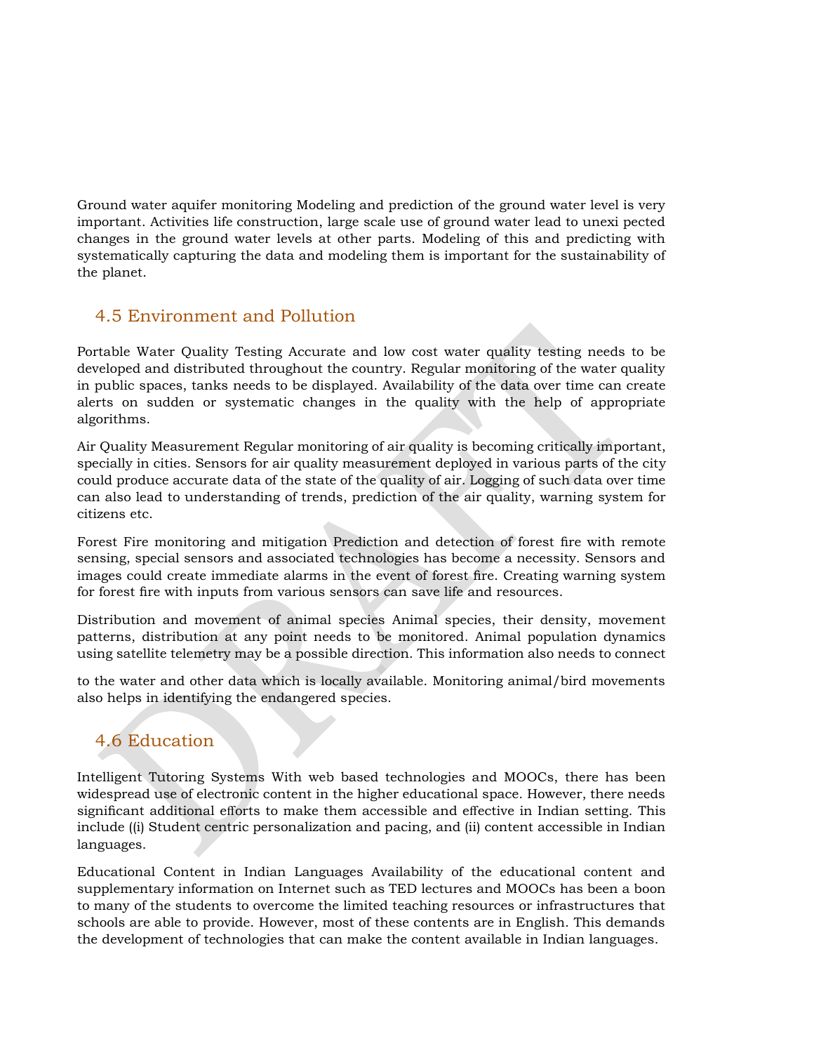Ground water aquifer monitoring Modeling and prediction of the ground water level is very important. Activities life construction, large scale use of ground water lead to unexi pected changes in the ground water levels at other parts. Modeling of this and predicting with systematically capturing the data and modeling them is important for the sustainability of the planet.

## 4.5 Environment and Pollution

Portable Water Quality Testing Accurate and low cost water quality testing needs to be developed and distributed throughout the country. Regular monitoring of the water quality in public spaces, tanks needs to be displayed. Availability of the data over time can create alerts on sudden or systematic changes in the quality with the help of appropriate algorithms.

Air Quality Measurement Regular monitoring of air quality is becoming critically important, specially in cities. Sensors for air quality measurement deployed in various parts of the city could produce accurate data of the state of the quality of air. Logging of such data over time can also lead to understanding of trends, prediction of the air quality, warning system for citizens etc.

Forest Fire monitoring and mitigation Prediction and detection of forest fire with remote sensing, special sensors and associated technologies has become a necessity. Sensors and images could create immediate alarms in the event of forest fire. Creating warning system for forest fire with inputs from various sensors can save life and resources.

Distribution and movement of animal species Animal species, their density, movement patterns, distribution at any point needs to be monitored. Animal population dynamics using satellite telemetry may be a possible direction. This information also needs to connect to the water and other data which is locally available. Monitoring animal/bird movements also helps in identifying the endangered species.

## 4.6 Education

Intelligent Tutoring Systems With web based technologies and MOOCs, there has been widespread use of electronic content in the higher educational space. However, there needs significant additional efforts to make them accessible and effective in Indian setting. This include ((i) Student centric personalization and pacing, and (ii) content accessible in Indian languages.

Educational Content in Indian Languages Availability of the educational content and supplementary information on Internet such as TED lectures and MOOCs has been a boon to many of the students to overcome the limited teaching resources or infrastructures that schools are able to provide. However, most of these contents are in English. This demands the development of technologies that can make the content available in Indian languages.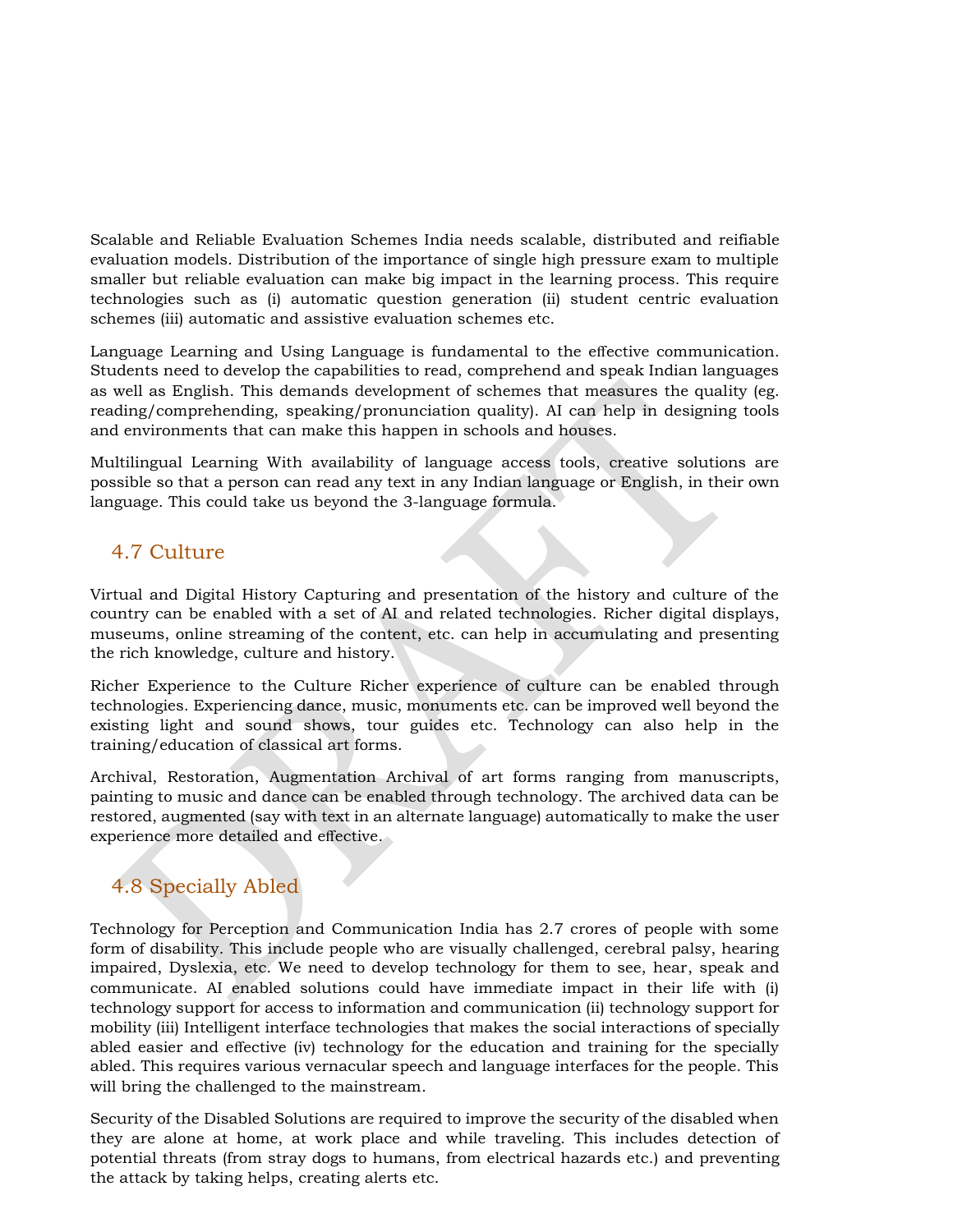Scalable and Reliable Evaluation Schemes India needs scalable, distributed and reifiable evaluation models. Distribution of the importance of single high pressure exam to multiple smaller but reliable evaluation can make big impact in the learning process. This require technologies such as (i) automatic question generation (ii) student centric evaluation schemes (iii) automatic and assistive evaluation schemes etc.

Language Learning and Using Language is fundamental to the effective communication. Students need to develop the capabilities to read, comprehend and speak Indian languages as well as English. This demands development of schemes that measures the quality (eg. reading/comprehending, speaking/pronunciation quality). AI can help in designing tools and environments that can make this happen in schools and houses.

Multilingual Learning With availability of language access tools, creative solutions are possible so that a person can read any text in any Indian language or English, in their own language. This could take us beyond the 3-language formula.

## 4.7 Culture

Virtual and Digital History Capturing and presentation of the history and culture of the country can be enabled with a set of AI and related technologies. Richer digital displays, museums, online streaming of the content, etc. can help in accumulating and presenting the rich knowledge, culture and history.

Richer Experience to the Culture Richer experience of culture can be enabled through technologies. Experiencing dance, music, monuments etc. can be improved well beyond the existing light and sound shows, tour guides etc. Technology can also help in the training/education of classical art forms.

Archival, Restoration, Augmentation Archival of art forms ranging from manuscripts, painting to music and dance can be enabled through technology. The archived data can be restored, augmented (say with text in an alternate language) automatically to make the user experience more detailed and effective.

## 4.8 Specially Abled

Technology for Perception and Communication India has 2.7 crores of people with some form of disability. This include people who are visually challenged, cerebral palsy, hearing impaired, Dyslexia, etc. We need to develop technology for them to see, hear, speak and communicate. AI enabled solutions could have immediate impact in their life with (i) technology support for access to information and communication (ii) technology support for mobility (iii) Intelligent interface technologies that makes the social interactions of specially abled easier and effective (iv) technology for the education and training for the specially abled. This requires various vernacular speech and language interfaces for the people. This will bring the challenged to the mainstream.

Security of the Disabled Solutions are required to improve the security of the disabled when they are alone at home, at work place and while traveling. This includes detection of potential threats (from stray dogs to humans, from electrical hazards etc.) and preventing the attack by taking helps, creating alerts etc.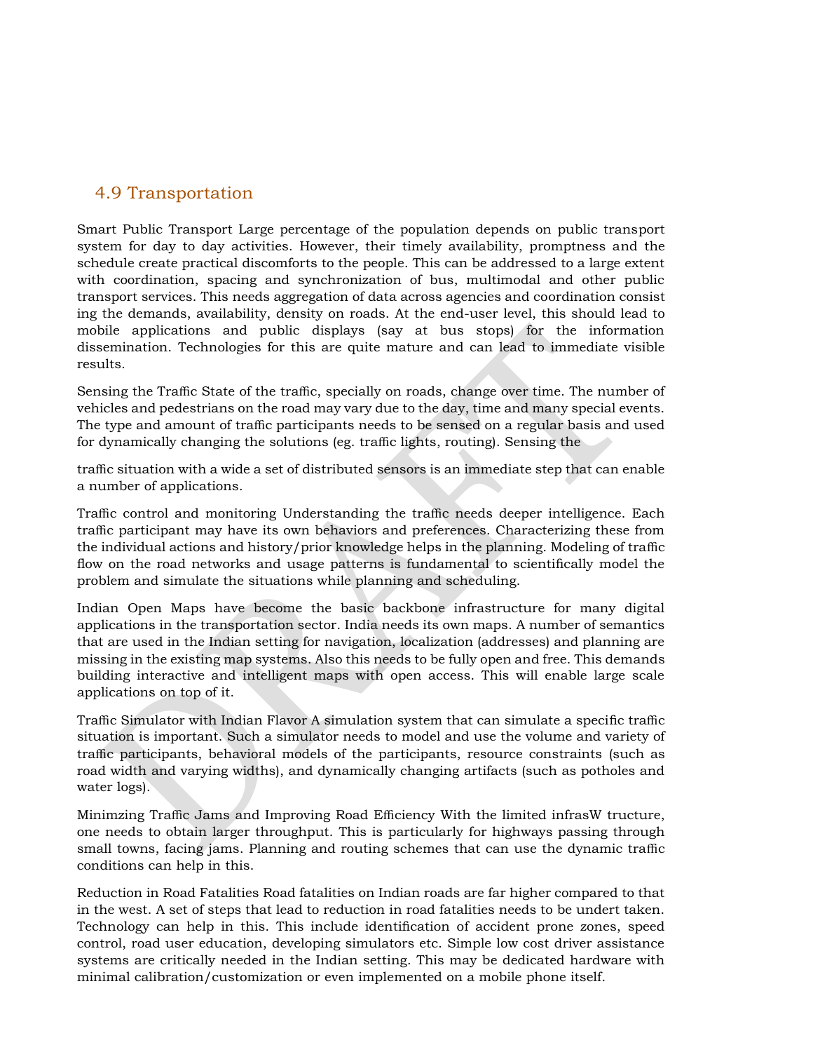## 4.9 Transportation

Smart Public Transport Large percentage of the population depends on public transport system for day to day activities. However, their timely availability, promptness and the schedule create practical discomforts to the people. This can be addressed to a large extent with coordination, spacing and synchronization of bus, multimodal and other public transport services. This needs aggregation of data across agencies and coordination consist ing the demands, availability, density on roads. At the end-user level, this should lead to mobile applications and public displays (say at bus stops) for the information dissemination. Technologies for this are quite mature and can lead to immediate visible results.

Sensing the Traffic State of the traffic, specially on roads, change over time. The number of vehicles and pedestrians on the road may vary due to the day, time and many special events. The type and amount of traffic participants needs to be sensed on a regular basis and used for dynamically changing the solutions (eg. traffic lights, routing). Sensing the

traffic situation with a wide a set of distributed sensors is an immediate step that can enable a number of applications.

Traffic control and monitoring Understanding the traffic needs deeper intelligence. Each traffic participant may have its own behaviors and preferences. Characterizing these from the individual actions and history/prior knowledge helps in the planning. Modeling of traffic flow on the road networks and usage patterns is fundamental to scientifically model the problem and simulate the situations while planning and scheduling.

Indian Open Maps have become the basic backbone infrastructure for many digital applications in the transportation sector. India needs its own maps. A number of semantics that are used in the Indian setting for navigation, localization (addresses) and planning are missing in the existing map systems. Also this needs to be fully open and free. This demands building interactive and intelligent maps with open access. This will enable large scale applications on top of it.

Traffic Simulator with Indian Flavor A simulation system that can simulate a specific traffic situation is important. Such a simulator needs to model and use the volume and variety of traffic participants, behavioral models of the participants, resource constraints (such as road width and varying widths), and dynamically changing artifacts (such as potholes and water logs).

Minimzing Traffic Jams and Improving Road Efficiency With the limited infrasW tructure, one needs to obtain larger throughput. This is particularly for highways passing through small towns, facing jams. Planning and routing schemes that can use the dynamic traffic conditions can help in this.

Reduction in Road Fatalities Road fatalities on Indian roads are far higher compared to that in the west. A set of steps that lead to reduction in road fatalities needs to be undert taken. Technology can help in this. This include identification of accident prone zones, speed control, road user education, developing simulators etc. Simple low cost driver assistance systems are critically needed in the Indian setting. This may be dedicated hardware with minimal calibration/customization or even implemented on a mobile phone itself.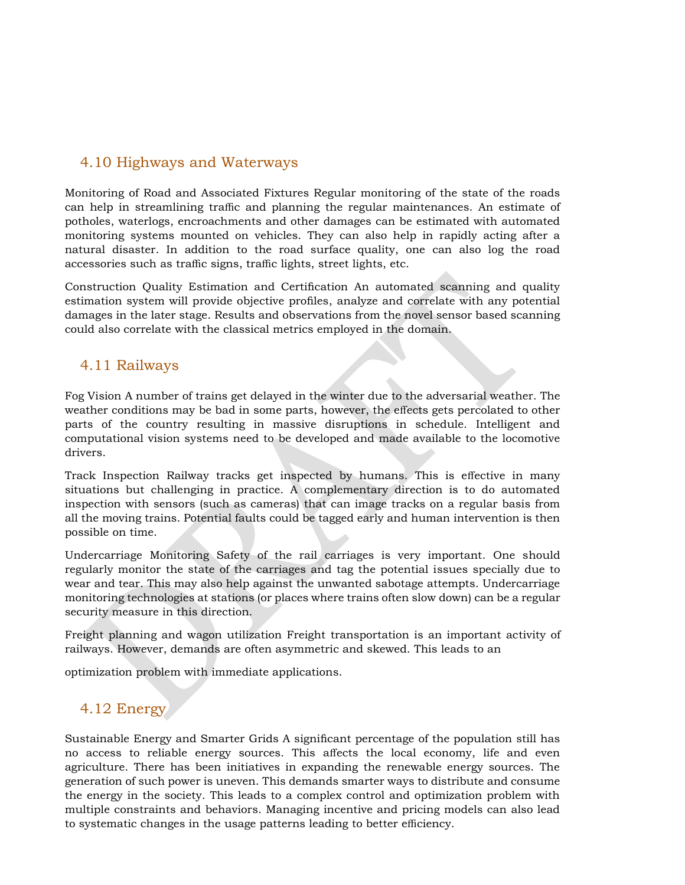## 4.10 Highways and Waterways

Monitoring of Road and Associated Fixtures Regular monitoring of the state of the roads can help in streamlining traffic and planning the regular maintenances. An estimate of potholes, waterlogs, encroachments and other damages can be estimated with automated monitoring systems mounted on vehicles. They can also help in rapidly acting after a natural disaster. In addition to the road surface quality, one can also log the road accessories such as traffic signs, traffic lights, street lights, etc.

Construction Quality Estimation and Certification An automated scanning and quality estimation system will provide objective profiles, analyze and correlate with any potential damages in the later stage. Results and observations from the novel sensor based scanning could also correlate with the classical metrics employed in the domain.

## 4.11 Railways

Fog Vision A number of trains get delayed in the winter due to the adversarial weather. The weather conditions may be bad in some parts, however, the effects gets percolated to other parts of the country resulting in massive disruptions in schedule. Intelligent and computational vision systems need to be developed and made available to the locomotive drivers.

Track Inspection Railway tracks get inspected by humans. This is effective in many situations but challenging in practice. A complementary direction is to do automated inspection with sensors (such as cameras) that can image tracks on a regular basis from all the moving trains. Potential faults could be tagged early and human intervention is then possible on time.

Undercarriage Monitoring Safety of the rail carriages is very important. One should regularly monitor the state of the carriages and tag the potential issues specially due to wear and tear. This may also help against the unwanted sabotage attempts. Undercarriage monitoring technologies at stations (or places where trains often slow down) can be a regular security measure in this direction.

Freight planning and wagon utilization Freight transportation is an important activity of railways. However, demands are often asymmetric and skewed. This leads to an optimization problem with immediate applications.

## 4.12 Energy

Sustainable Energy and Smarter Grids A significant percentage of the population still has no access to reliable energy sources. This affects the local economy, life and even agriculture. There has been initiatives in expanding the renewable energy sources. The generation of such power is uneven. This demands smarter ways to distribute and consume the energy in the society. This leads to a complex control and optimization problem with multiple constraints and behaviors. Managing incentive and pricing models can also lead to systematic changes in the usage patterns leading to better efficiency.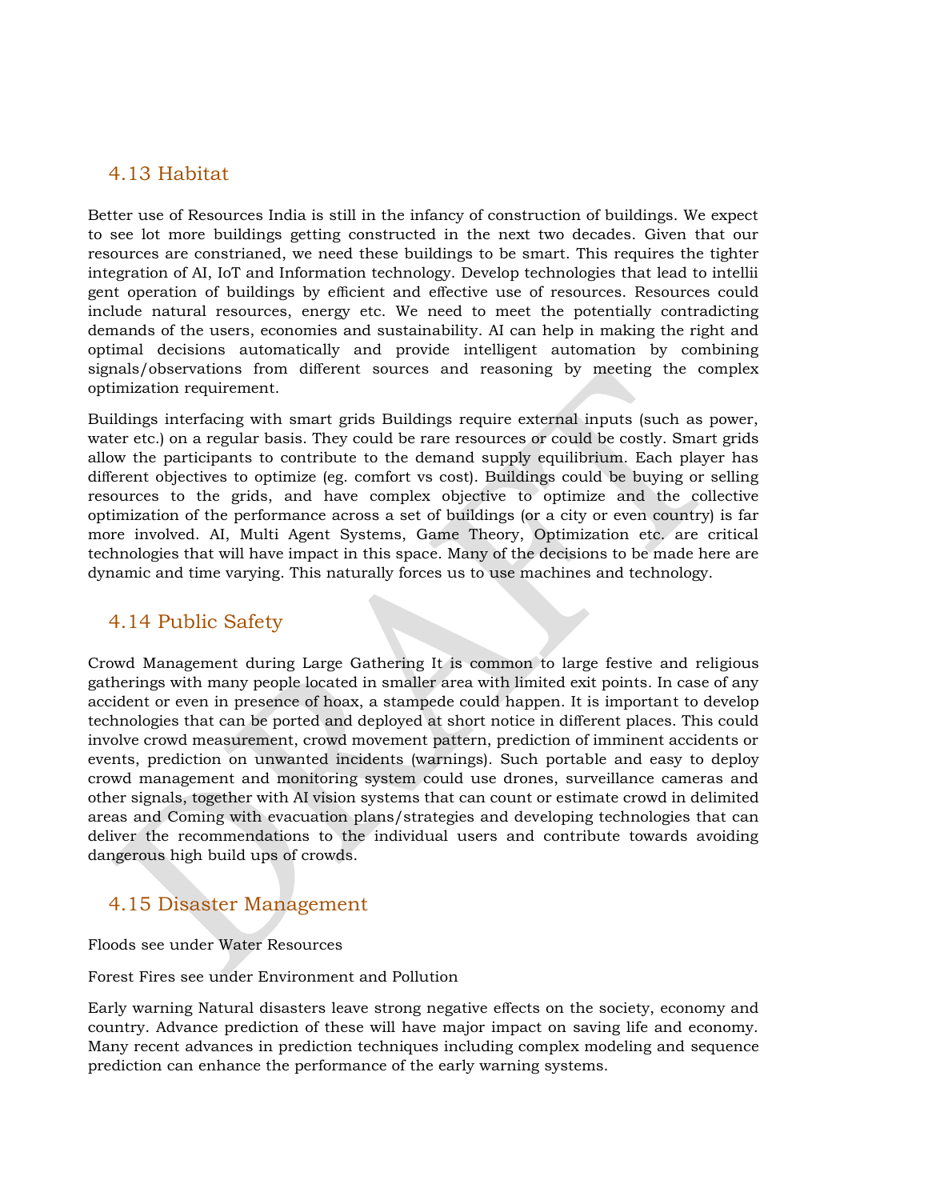## 4.13 Habitat

Better use of Resources India is still in the infancy of construction of buildings. We expect to see lot more buildings getting constructed in the next two decades. Given that our resources are constrianed, we need these buildings to be smart. This requires the tighter integration of AI, IoT and Information technology. Develop technologies that lead to intellii gent operation of buildings by efficient and effective use of resources. Resources could include natural resources, energy etc. We need to meet the potentially contradicting demands of the users, economies and sustainability. AI can help in making the right and optimal decisions automatically and provide intelligent automation by combining signals/observations from different sources and reasoning by meeting the complex optimization requirement.

Buildings interfacing with smart grids Buildings require external inputs (such as power, water etc.) on a regular basis. They could be rare resources or could be costly. Smart grids allow the participants to contribute to the demand supply equilibrium. Each player has different objectives to optimize (eg. comfort vs cost). Buildings could be buying or selling resources to the grids, and have complex objective to optimize and the collective optimization of the performance across a set of buildings (or a city or even country) is far more involved. AI, Multi Agent Systems, Game Theory, Optimization etc. are critical technologies that will have impact in this space. Many of the decisions to be made here are dynamic and time varying. This naturally forces us to use machines and technology.

## 4.14 Public Safety

Crowd Management during Large Gathering It is common to large festive and religious gatherings with many people located in smaller area with limited exit points. In case of any accident or even in presence of hoax, a stampede could happen. It is important to develop technologies that can be ported and deployed at short notice in different places. This could involve crowd measurement, crowd movement pattern, prediction of imminent accidents or events, prediction on unwanted incidents (warnings). Such portable and easy to deploy crowd management and monitoring system could use drones, surveillance cameras and other signals, together with AI vision systems that can count or estimate crowd in delimited areas and Coming with evacuation plans/strategies and developing technologies that can deliver the recommendations to the individual users and contribute towards avoiding dangerous high build ups of crowds.

## 4.15 Disaster Management

Floods see under Water Resources

Forest Fires see under Environment and Pollution

Early warning Natural disasters leave strong negative effects on the society, economy and country. Advance prediction of these will have major impact on saving life and economy. Many recent advances in prediction techniques including complex modeling and sequence prediction can enhance the performance of the early warning systems.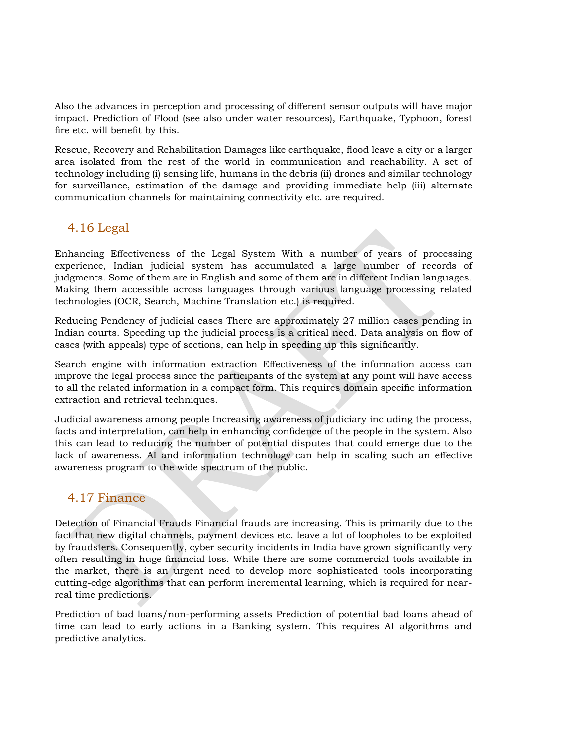Also the advances in perception and processing of different sensor outputs will have major impact. Prediction of Flood (see also under water resources), Earthquake, Typhoon, forest fire etc. will benefit by this.

Rescue, Recovery and Rehabilitation Damages like earthquake, flood leave a city or a larger area isolated from the rest of the world in communication and reachability. A set of technology including (i) sensing life, humans in the debris (ii) drones and similar technology for surveillance, estimation of the damage and providing immediate help (iii) alternate communication channels for maintaining connectivity etc. are required.

## 4.16 Legal

Enhancing Effectiveness of the Legal System With a number of years of processing experience, Indian judicial system has accumulated a large number of records of judgments. Some of them are in English and some of them are in different Indian languages. Making them accessible across languages through various language processing related technologies (OCR, Search, Machine Translation etc.) is required.

Reducing Pendency of judicial cases There are approximately 27 million cases pending in Indian courts. Speeding up the judicial process is a critical need. Data analysis on flow of cases (with appeals) type of sections, can help in speeding up this significantly.

Search engine with information extraction Effectiveness of the information access can improve the legal process since the participants of the system at any point will have access to all the related information in a compact form. This requires domain specific information extraction and retrieval techniques.

Judicial awareness among people Increasing awareness of judiciary including the process, facts and interpretation, can help in enhancing confidence of the people in the system. Also this can lead to reducing the number of potential disputes that could emerge due to the lack of awareness. AI and information technology can help in scaling such an effective awareness program to the wide spectrum of the public.

## 4.17 Finance

Detection of Financial Frauds Financial frauds are increasing. This is primarily due to the fact that new digital channels, payment devices etc. leave a lot of loopholes to be exploited by fraudsters. Consequently, cyber security incidents in India have grown significantly very often resulting in huge financial loss. While there are some commercial tools available in the market, there is an urgent need to develop more sophisticated tools incorporating cutting-edge algorithms that can perform incremental learning, which is required for near-real time predictions.

Prediction of bad loans/non-performing assets Prediction of potential bad loans ahead of time can lead to early actions in a Banking system. This requires AI algorithms and predictive analytics.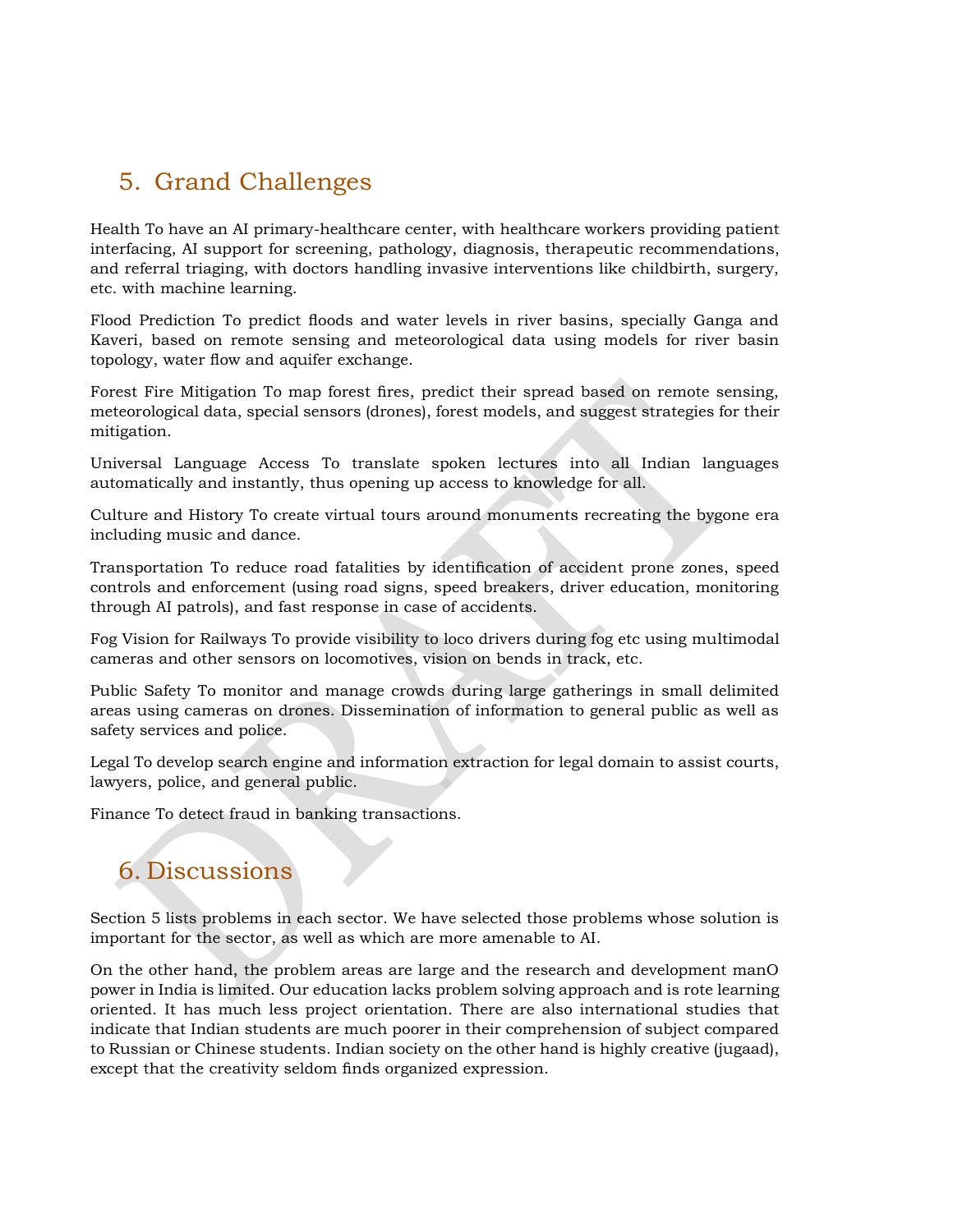## 5. Grand Challenges

Health To have an AI primary-healthcare center, with healthcare workers providing patient interfacing, AI support for screening, pathology, diagnosis, therapeutic recommendations, and referral triaging, with doctors handling invasive interventions like childbirth, surgery, etc. with machine learning.

Flood Prediction To predict floods and water levels in river basins, specially Ganga and Kaveri, based on remote sensing and meteorological data using models for river basin topology, water flow and aquifer exchange.

Forest Fire Mitigation To map forest fires, predict their spread based on remote sensing, meteorological data, special sensors (drones), forest models, and suggest strategies for their mitigation.

Universal Language Access To translate spoken lectures into all Indian languages automatically and instantly, thus opening up access to knowledge for all.

Culture and History To create virtual tours around monuments recreating the bygone era including music and dance.

Transportation To reduce road fatalities by identification of accident prone zones, speed controls and enforcement (using road signs, speed breakers, driver education, monitoring through AI patrols), and fast response in case of accidents.

Fog Vision for Railways To provide visibility to loco drivers during fog etc using multimodal cameras and other sensors on locomotives, vision on bends in track, etc.

Public Safety To monitor and manage crowds during large gatherings in small delimited areas using cameras on drones. Dissemination of information to general public as well as safety services and police.

Legal To develop search engine and information extraction for legal domain to assist courts, lawyers, police, and general public.

Finance To detect fraud in banking transactions.

## 6. Discussions

Section 5 lists problems in each sector. We have selected those problems whose solution is important for the sector, as well as which are more amenable to AI.

On the other hand, the problem areas are large and the research and development manO power in India is limited. Our education lacks problem solving approach and is rote learning oriented. It has much less project orientation. There are also international studies that indicate that Indian students are much poorer in their comprehension of subject compared to Russian or Chinese students. Indian society on the other hand is highly creative (jugaad), except that the creativity seldom finds organized expression.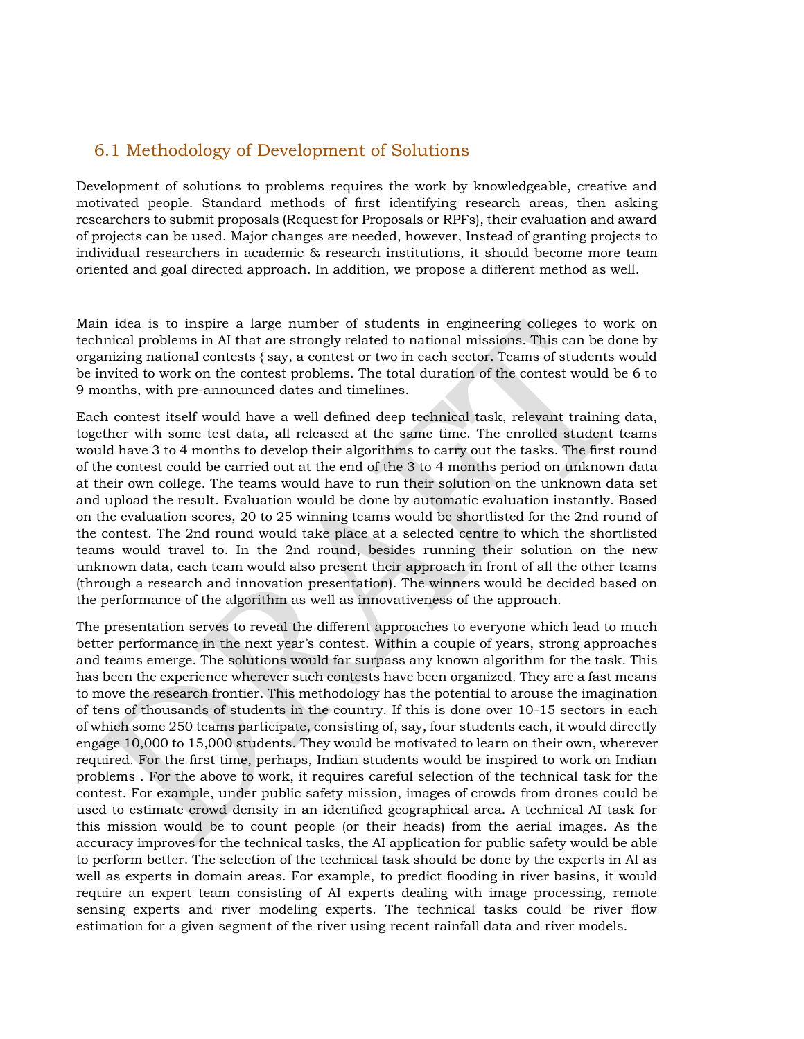## 6.1 Methodology of Development of Solutions

Development of solutions to problems requires the work by knowledgeable, creative and motivated people. Standard methods of first identifying research areas, then asking researchers to submit proposals (Request for Proposals or RPFs), their evaluation and award of projects can be used. Major changes are needed, however, Instead of granting projects to individual researchers in academic & research institutions, it should become more team oriented and goal directed approach. In addition, we propose a different method as well.

Main idea is to inspire a large number of students in engineering colleges to work on technical problems in AI that are strongly related to national missions. This can be done by organizing national contests { say, a contest or two in each sector. Teams of students would be invited to work on the contest problems. The total duration of the contest would be 6 to 9 months, with pre-announced dates and timelines.

Each contest itself would have a well defined deep technical task, relevant training data, together with some test data, all released at the same time. The enrolled student teams would have 3 to 4 months to develop their algorithms to carry out the tasks. The first round of the contest could be carried out at the end of the 3 to 4 months period on unknown data at their own college. The teams would have to run their solution on the unknown data set and upload the result. Evaluation would be done by automatic evaluation instantly. Based on the evaluation scores, 20 to 25 winning teams would be shortlisted for the 2nd round of the contest. The 2nd round would take place at a selected centre to which the shortlisted teams would travel to. In the 2nd round, besides running their solution on the new unknown data, each team would also present their approach in front of all the other teams (through a research and innovation presentation). The winners would be decided based on the performance of the algorithm as well as innovativeness of the approach.

The presentation serves to reveal the different approaches to everyone which lead to much better performance in the next year's contest. Within a couple of years, strong approaches and teams emerge. The solutions would far surpass any known algorithm for the task. This has been the experience wherever such contests have been organized. They are a fast means to move the research frontier. This methodology has the potential to arouse the imagination of tens of thousands of students in the country. If this is done over 10-15 sectors in each of which some 250 teams participate, consisting of, say, four students each, it would directly engage 10,000 to 15,000 students. They would be motivated to learn on their own, wherever required. For the first time, perhaps, Indian students would be inspired to work on Indian problems . For the above to work, it requires careful selection of the technical task for the contest. For example, under public safety mission, images of crowds from drones could be used to estimate crowd density in an identified geographical area. A technical AI task for this mission would be to count people (or their heads) from the aerial images. As the accuracy improves for the technical tasks, the AI application for public safety would be able to perform better. The selection of the technical task should be done by the experts in AI as well as experts in domain areas. For example, to predict flooding in river basins, it would require an expert team consisting of AI experts dealing with image processing, remote sensing experts and river modeling experts. The technical tasks could be river flow estimation for a given segment of the river using recent rainfall data and river models.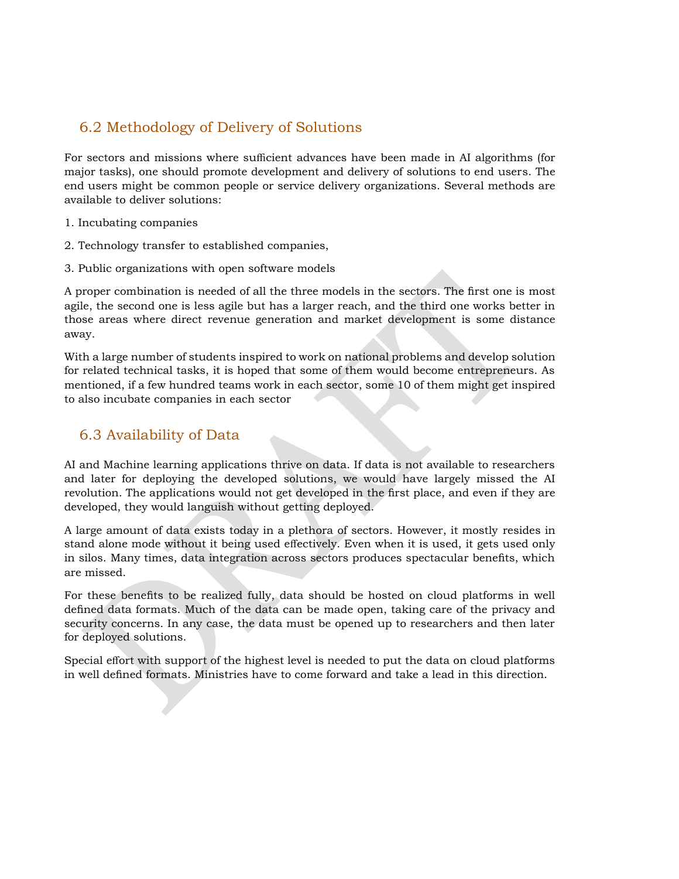## 6.2 Methodology of Delivery of Solutions

For sectors and missions where sufficient advances have been made in AI algorithms (for major tasks), one should promote development and delivery of solutions to end users. The end users might be common people or service delivery organizations. Several methods are available to deliver solutions:

1. Incubating companies

2. Technology transfer to established companies,

3. Public organizations with open software models

A proper combination is needed of all the three models in the sectors. The first one is most agile, the second one is less agile but has a larger reach, and the third one works better in those areas where direct revenue generation and market development is some distance away.

With a large number of students inspired to work on national problems and develop solution for related technical tasks, it is hoped that some of them would become entrepreneurs. As mentioned, if a few hundred teams work in each sector, some 10 of them might get inspired to also incubate companies in each sector

## 6.3 Availability of Data

AI and Machine learning applications thrive on data. If data is not available to researchers and later for deploying the developed solutions, we would have largely missed the AI revolution. The applications would not get developed in the first place, and even if they are developed, they would languish without getting deployed.

A large amount of data exists today in a plethora of sectors. However, it mostly resides in stand alone mode without it being used effectively. Even when it is used, it gets used only in silos. Many times, data integration across sectors produces spectacular benefits, which are missed.

For these benefits to be realized fully, data should be hosted on cloud platforms in well defined data formats. Much of the data can be made open, taking care of the privacy and security concerns. In any case, the data must be opened up to researchers and then later for deployed solutions.

Special effort with support of the highest level is needed to put the data on cloud platforms in well defined formats. Ministries have to come forward and take a lead in this direction.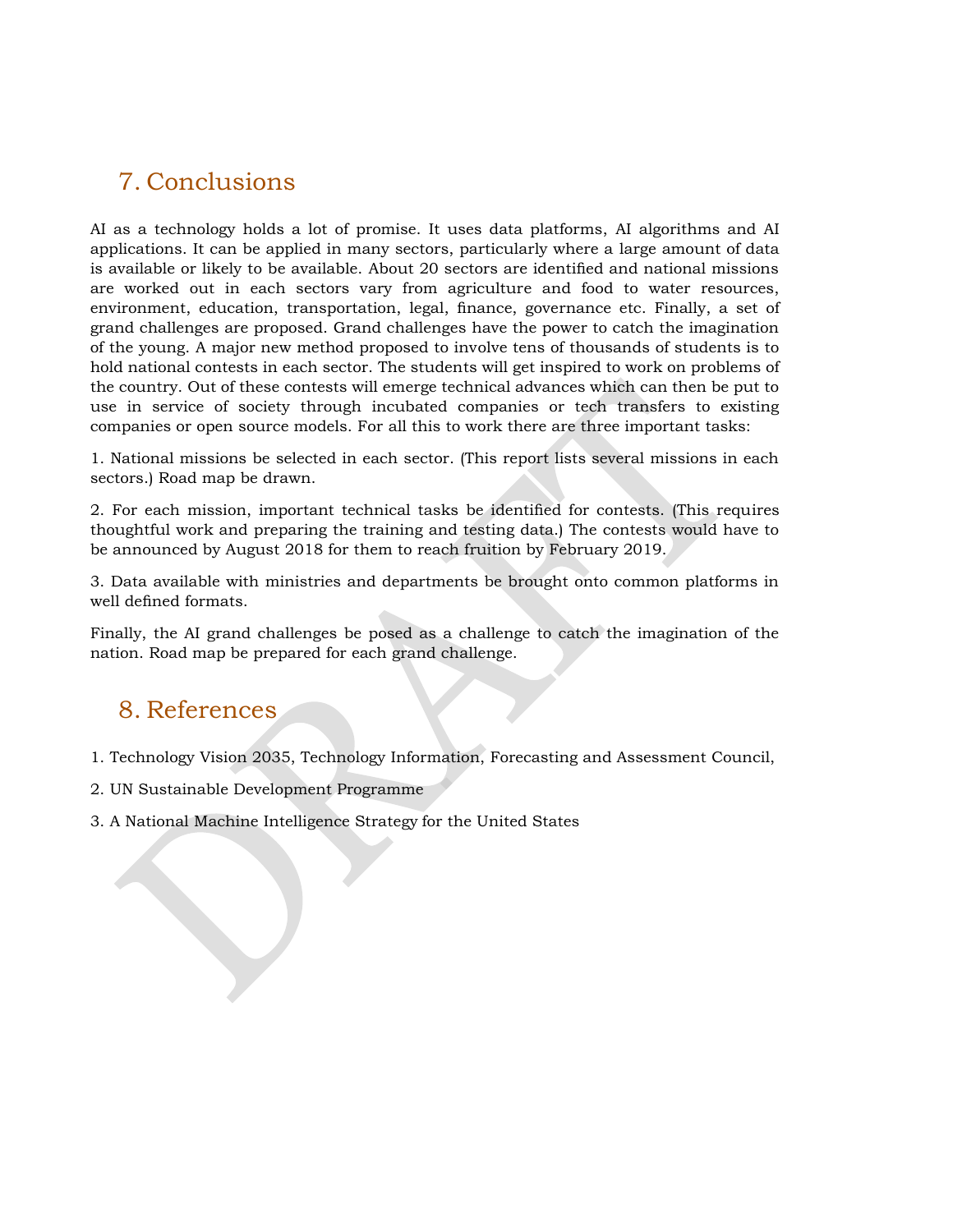# 7. Conclusions

AI as a technology holds a lot of promise. It uses data platforms, AI algorithms and AI applications. It can be applied in many sectors, particularly where a large amount of data is available or likely to be available. About 20 sectors are identified and national missions are worked out in each sectors vary from agriculture and food to water resources, environment, education, transportation, legal, finance, governance etc. Finally, a set of grand challenges are proposed. Grand challenges have the power to catch the imagination of the young. A major new method proposed to involve tens of thousands of students is to hold national contests in each sector. The students will get inspired to work on problems of the country. Out of these contests will emerge technical advances which can then be put to use in service of society through incubated companies or tech transfers to existing companies or open source models. For all this to work there are three important tasks:

1. National missions be selected in each sector. (This report lists several missions in each sectors.) Road map be drawn.

2. For each mission, important technical tasks be identified for contests. (This requires thoughtful work and preparing the training and testing data.) The contests would have to be announced by August 2018 for them to reach fruition by February 2019.

3. Data available with ministries and departments be brought onto common platforms in well defined formats.

Finally, the AI grand challenges be posed as a challenge to catch the imagination of the nation. Road map be prepared for each grand challenge.

# 8. References

1. Technology Vision 2035, Technology Information, Forecasting and Assessment Council,

2. UN Sustainable Development Programme

3. A National Machine Intelligence Strategy for the United States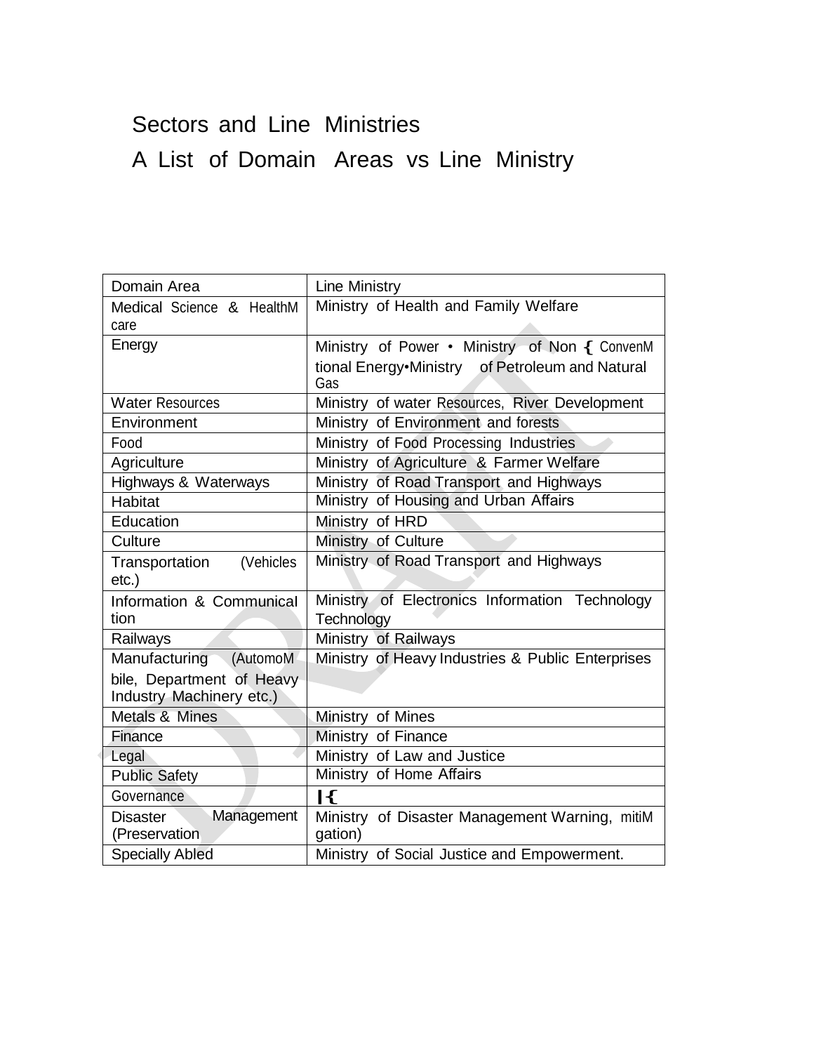# Sectors and Line Ministries

## A List of Domain Areas vs Line Ministry

| Domain Area | Line Ministry |
|---|---|
| Medical Science & HealthM care | Ministry of Health and Family Welfare |
| Energy | Ministry of Power • Ministry of Non { ConvenM tional Energy•Ministry of Petroleum and Natural Gas |
| Water Resources | Ministry of water Resources, River Development |
| Environment | Ministry of Environment and forests |
| Food | Ministry of Food Processing Industries |
| Agriculture | Ministry of Agriculture & Farmer Welfare |
| Highways & Waterways | Ministry of Road Transport and Highways |
| Habitat | Ministry of Housing and Urban Affairs |
| Education | Ministry of HRD |
| Culture | Ministry of Culture |
| Transportation (Vehicles etc.) | Ministry of Road Transport and Highways |
| Information & Communical tion | Ministry of Electronics Information Technology Technology |
| Railways | Ministry of Railways |
| Manufacturing (AutomoM bile, Department of Heavy Industry Machinery etc.) | Ministry of Heavy Industries & Public Enterprises |
| Metals & Mines | Ministry of Mines |
| Finance | Ministry of Finance |
| Legal | Ministry of Law and Justice |
| Public Safety | Ministry of Home Affairs |
| Governance | I{ |
| Disaster Management (Preservation | Ministry of Disaster Management Warning, mitiM gation) |
| Specially Abled | Ministry of Social Justice and Empowerment. |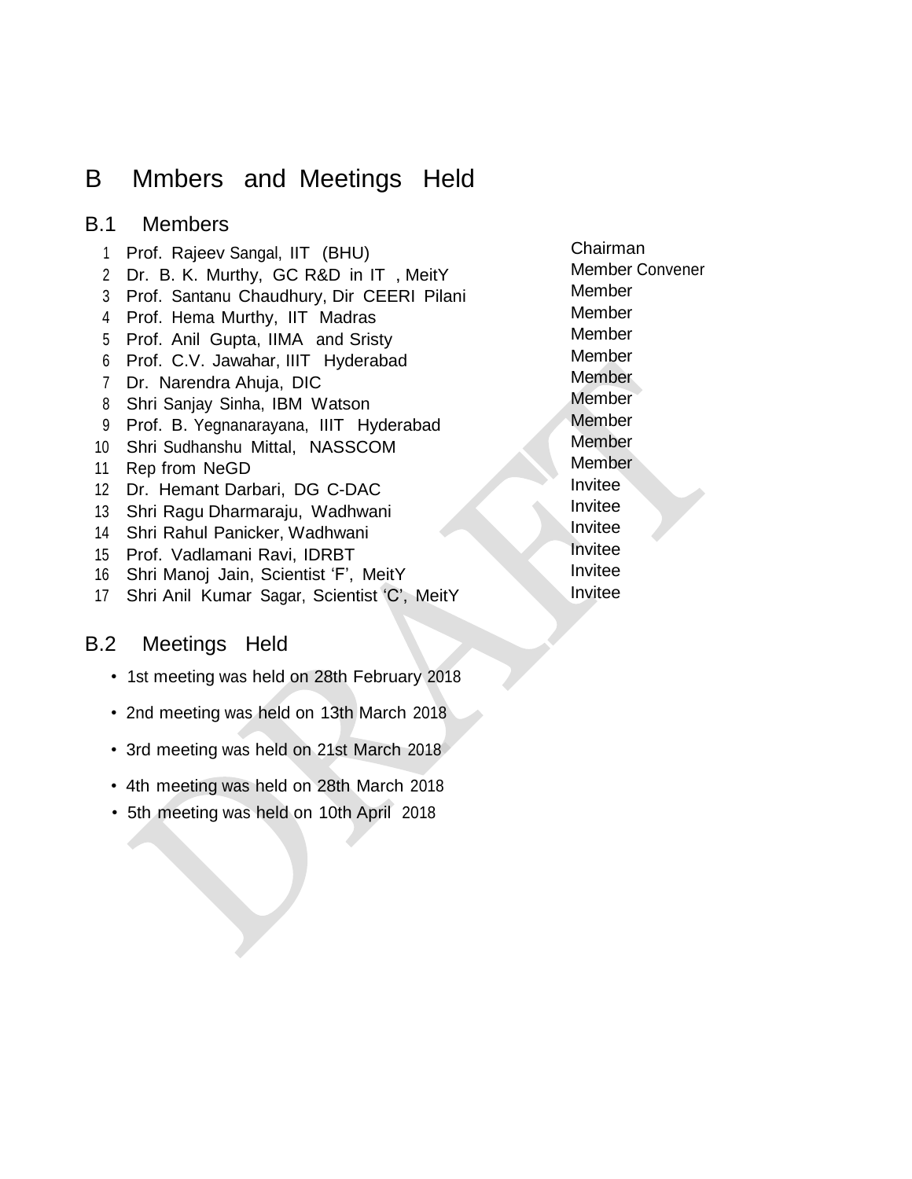# B Mmbers and Meetings Held

## B.1 Members

| | | |
|---|---|---|
| 1 | Prof. Rajeev Sangal, IIT (BHU) | Chairman |
| 2 | Dr. B. K. Murthy, GC R&D in IT , MeitY | Member Convener |
| 3 | Prof. Santanu Chaudhury, Dir CEERI Pilani | Member |
| 4 | Prof. Hema Murthy, IIT Madras | Member |
| 5 | Prof. Anil Gupta, IIMA and Sristy | Member |
| 6 | Prof. C.V. Jawahar, IIIT Hyderabad | Member |
| 7 | Dr. Narendra Ahuja, DIC | Member |
| 8 | Shri Sanjay Sinha, IBM Watson | Member |
| 9 | Prof. B. Yegnanarayana, IIIT Hyderabad | Member |
| 10 | Shri Sudhanshu Mittal, NASSCOM | Member |
| 11 | Rep from NeGD | Member |
| 12 | Dr. Hemant Darbari, DG C-DAC | Invitee |
| 13 | Shri Ragu Dharmaraju, Wadhwani | Invitee |
| 14 | Shri Rahul Panicker, Wadhwani | Invitee |
| 15 | Prof. Vadlamani Ravi, IDRBT | Invitee |
| 16 | Shri Manoj Jain, Scientist 'F', MeitY | Invitee |
| 17 | Shri Anil Kumar Sagar, Scientist 'C', MeitY | Invitee |

## B.2 Meetings Held

- 1st meeting was held on 28th February 2018
- 2nd meeting was held on 13th March 2018
- 3rd meeting was held on 21st March 2018
- 4th meeting was held on 28th March 2018
- 5th meeting was held on 10th April 2018